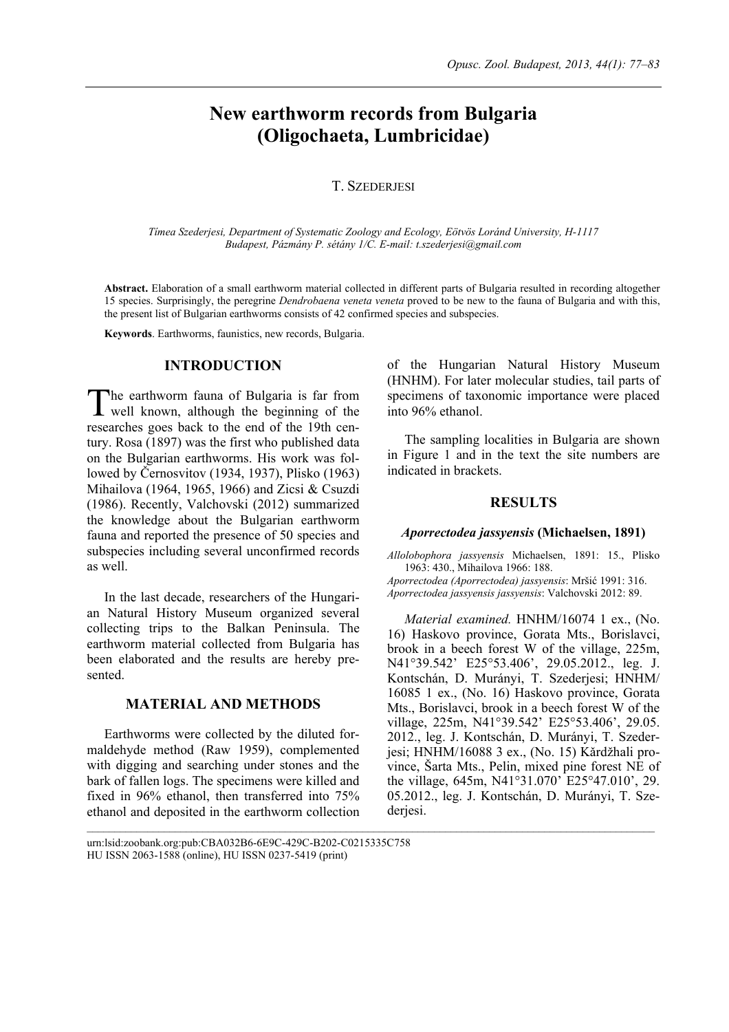# New earthworm records from Bulgaria (Oligochaeta, Lumbricidae)

T. SZEDERJESI

*Tímea Szederjesi, Department of Systematic Zoology and Ecology, Eötvös Loránd University, H-1117 Budapest, Pázmány P. sétány 1/C. E-mail: t.szederjesi@gmail.com*

**Abstract.** Elaboration of a small earthworm material collected in different parts of Bulgaria resulted in recording altogether 15 species. Surprisingly, the peregrine *Dendrobaena veneta veneta* proved to be new to the fauna of Bulgaria and with this, the present list of Bulgarian earthworms consists of 42 confirmed species and subspecies.

**Keywords**. Earthworms, faunistics, new records, Bulgaria.

## INTRODUCTION

The earthworm fauna of Bulgaria is far from well known, although the beginning of the researches goes back to the end of the 19th century. Rosa (1897) was the first who published data on the Bulgarian earthworms. His work was followed by Černosvitov (1934, 1937), Plisko (1963) Mihailova (1964, 1965, 1966) and Zicsi & Csuzdi (1986). Recently, Valchovski (2012) summarized the knowledge about the Bulgarian earthworm fauna and reported the presence of 50 species and subspecies including several unconfirmed records as well.

In the last decade, researchers of the Hungarian Natural History Museum organized several collecting trips to the Balkan Peninsula. The earthworm material collected from Bulgaria has been elaborated and the results are hereby presented.

## MATERIAL AND METHODS

Earthworms were collected by the diluted formaldehyde method (Raw 1959), complemented with digging and searching under stones and the bark of fallen logs. The specimens were killed and fixed in 96% ethanol, then transferred into 75% ethanol and deposited in the earthworm collection of the Hungarian Natural History Museum (HNHM). For later molecular studies, tail parts of specimens of taxonomic importance were placed into 96% ethanol.

The sampling localities in Bulgaria are shown in Figure 1 and in the text the site numbers are indicated in brackets.

## RESULTS

### *Aporrectodea jassyensis* (Michaelsen, 1891)

*Allolobophora jassyensis* Michaelsen, 1891: 15., Plisko 1963: 430., Mihailova 1966: 188.
*Aporrectodea (Aporrectodea) jassyensis*: Mršić 1991: 316.
*Aporrectodea jassyensis jassyensis*: Valchovski 2012: 89.

*Material examined.* HNHM/16074 1 ex., (No. 16) Haskovo province, Gorata Mts., Borislavci, brook in a beech forest W of the village, 225m, N41°39.542' E25°53.406', 29.05.2012., leg. J. Kontschán, D. Murányi, T. Szederjesi; HNHM/16085 1 ex., (No. 16) Haskovo province, Gorata Mts., Borislavci, brook in a beech forest W of the village, 225m, N41°39.542' E25°53.406', 29.05. 2012., leg. J. Kontschán, D. Murányi, T. Szederjesi; HNHM/16088 3 ex., (No. 15) Kărdžhali province, Šarta Mts., Pelin, mixed pine forest NE of the village, 645m, N41°31.070' E25°47.010', 29. 05.2012., leg. J. Kontschán, D. Murányi, T. Szederjesi.

urn:lsid:zoobank.org:pub:CBA032B6-6E9C-429C-B202-C0215335C758
HU ISSN 2063-1588 (online), HU ISSN 0237-5419 (print)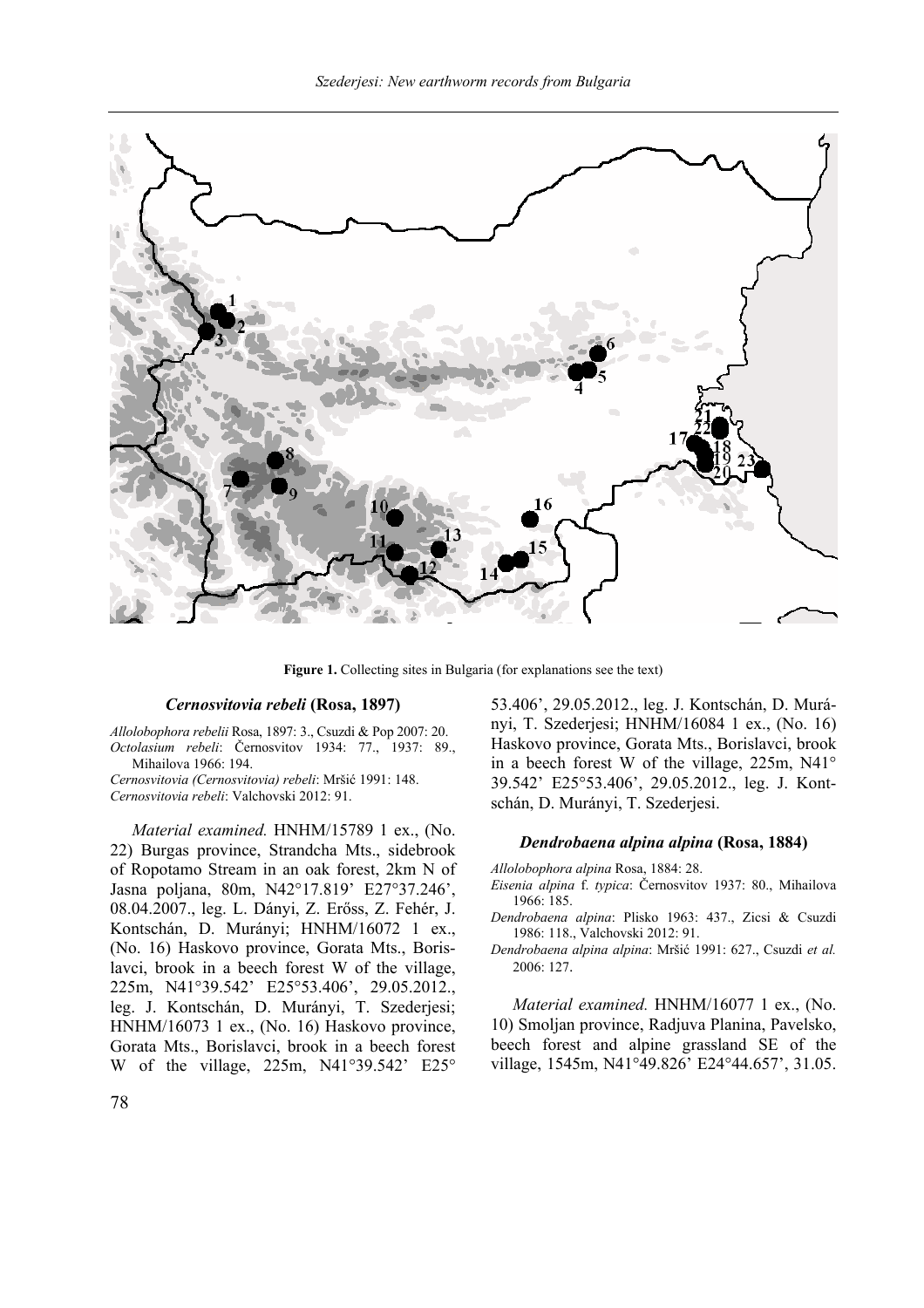**Figure 1.** Collecting sites in Bulgaria (for explanations see the text)

### *Cernosvitovia rebeli* (Rosa, 1897)

*Allolobophora rebelii* Rosa, 1897: 3., Csuzdi & Pop 2007: 20.
*Octolasium rebeli*: Černosvitov 1934: 77., 1937: 89., Mihailova 1966: 194.
*Cernosvitovia (Cernosvitovia) rebeli*: Mršić 1991: 148.
*Cernosvitovia rebeli*: Valchovski 2012: 91.

*Material examined.* HNHM/15789 1 ex., (No. 22) Burgas province, Strandcha Mts., sidebrook of Ropotamo Stream in an oak forest, 2km N of Jasna poljana, 80m, N42°17.819' E27°37.246', 08.04.2007., leg. L. Dányi, Z. Erőss, Z. Fehér, J. Kontschán, D. Murányi; HNHM/16072 1 ex., (No. 16) Haskovo province, Gorata Mts., Borislavci, brook in a beech forest W of the village, 225m, N41°39.542' E25°53.406', 29.05.2012., leg. J. Kontschán, D. Murányi, T. Szederjesi; HNHM/16073 1 ex., (No. 16) Haskovo province, Gorata Mts., Borislavci, brook in a beech forest W of the village, 225m, N41°39.542' E25°53.406', 29.05.2012., leg. J. Kontschán, D. Murányi, T. Szederjesi; HNHM/16084 1 ex., (No. 16) Haskovo province, Gorata Mts., Borislavci, brook in a beech forest W of the village, 225m, N41°39.542' E25°53.406', 29.05.2012., leg. J. Kontschán, D. Murányi, T. Szederjesi.

### *Dendrobaena alpina alpina* (Rosa, 1884)

*Allolobophora alpina* Rosa, 1884: 28.
*Eisenia alpina* f. *typica*: Černosvitov 1937: 80., Mihailova 1966: 185.
*Dendrobaena alpina*: Plisko 1963: 437., Zicsi & Csuzdi 1986: 118., Valchovski 2012: 91.
*Dendrobaena alpina alpina*: Mršić 1991: 627., Csuzdi *et al.* 2006: 127.

*Material examined.* HNHM/16077 1 ex., (No. 10) Smoljan province, Radjuva Planina, Pavelsko, beech forest and alpine grassland SE of the village, 1545m, N41°49.826' E24°44.657', 31.05.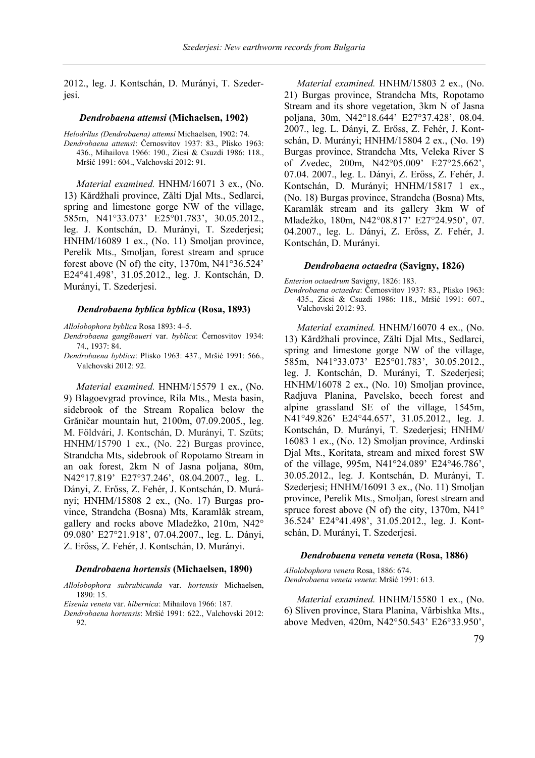2012., leg. J. Kontschán, D. Murányi, T. Szederjesi.

#### *Dendrobaena attemsi* (Michaelsen, 1902)

*Helodrilus (Dendrobaena) attemsi* Michaelsen, 1902: 74.
*Dendrobaena attemsi*: Černosvitov 1937: 83., Plisko 1963: 436., Mihailova 1966: 190., Zicsi & Csuzdi 1986: 118., Mršić 1991: 604., Valchovski 2012: 91.

*Material examined.* HNHM/16071 3 ex., (No. 13) Kărdžhali province, Zălti Djal Mts., Sedlarci, spring and limestone gorge NW of the village, 585m, N41°33.073' E25°01.783', 30.05.2012., leg. J. Kontschán, D. Murányi, T. Szederjesi; HNHM/16089 1 ex., (No. 11) Smoljan province, Perelik Mts., Smoljan, forest stream and spruce forest above (N of) the city, 1370m, N41°36.524' E24°41.498', 31.05.2012., leg. J. Kontschán, D. Murányi, T. Szederjesi.

#### *Dendrobaena byblica byblica* (Rosa, 1893)

*Allolobophora byblica* Rosa 1893: 4–5.
*Dendrobaena ganglbaueri* var. *byblica*: Černosvitov 1934: 74., 1937: 84.
*Dendrobaena byblica*: Plisko 1963: 437., Mršić 1991: 566., Valchovski 2012: 92.

*Material examined.* HNHM/15579 1 ex., (No. 9) Blagoevgrad province, Rila Mts., Mesta basin, sidebrook of the Stream Ropalica below the Grăničar mountain hut, 2100m, 07.09.2005., leg. M. Földvári, J. Kontschán, D. Murányi, T. Szüts; HNHM/15790 1 ex., (No. 22) Burgas province, Strandcha Mts, sidebrook of Ropotamo Stream in an oak forest, 2km N of Jasna poljana, 80m, N42°17.819' E27°37.246', 08.04.2007., leg. L. Dányi, Z. Erőss, Z. Fehér, J. Kontschán, D. Murányi; HNHM/15808 2 ex., (No. 17) Burgas province, Strandcha (Bosna) Mts, Karamlâk stream, gallery and rocks above Mladežko, 210m, N42° 09.080' E27°21.918', 07.04.2007., leg. L. Dányi, Z. Erőss, Z. Fehér, J. Kontschán, D. Murányi.

#### *Dendrobaena hortensis* (Michaelsen, 1890)

*Allolobophora subrubicunda* var. *hortensis* Michaelsen, 1890: 15.
*Eisenia veneta* var. *hibernica*: Mihailova 1966: 187.
*Dendrobaena hortensis*: Mršić 1991: 622., Valchovski 2012: 92.

*Material examined.* HNHM/15803 2 ex., (No. 21) Burgas province, Strandcha Mts, Ropotamo Stream and its shore vegetation, 3km N of Jasna poljana, 30m, N42°18.644' E27°37.428', 08.04. 2007., leg. L. Dányi, Z. Erőss, Z. Fehér, J. Kontschán, D. Murányi; HNHM/15804 2 ex., (No. 19) Burgas province, Strandcha Mts, Veleka River S of Zvedec, 200m, N42°05.009' E27°25.662', 07.04. 2007., leg. L. Dányi, Z. Erőss, Z. Fehér, J. Kontschán, D. Murányi; HNHM/15817 1 ex., (No. 18) Burgas province, Strandcha (Bosna) Mts, Karamlâk stream and its gallery 3km W of Mladežko, 180m, N42°08.817' E27°24.950', 07. 04.2007., leg. L. Dányi, Z. Erőss, Z. Fehér, J. Kontschán, D. Murányi.

#### *Dendrobaena octaedra* (Savigny, 1826)

*Enterion octaedrum* Savigny, 1826: 183.
*Dendrobaena octaedra*: Černosvitov 1937: 83., Plisko 1963: 435., Zicsi & Csuzdi 1986: 118., Mršić 1991: 607., Valchovski 2012: 93.

*Material examined.* HNHM/16070 4 ex., (No. 13) Kărdžhali province, Zălti Djal Mts., Sedlarci, spring and limestone gorge NW of the village, 585m, N41°33.073' E25°01.783', 30.05.2012., leg. J. Kontschán, D. Murányi, T. Szederjesi; HNHM/16078 2 ex., (No. 10) Smoljan province, Radjuva Planina, Pavelsko, beech forest and alpine grassland SE of the village, 1545m, N41°49.826' E24°44.657', 31.05.2012., leg. J. Kontschán, D. Murányi, T. Szederjesi; HNHM/ 16083 1 ex., (No. 12) Smoljan province, Ardinski Djal Mts., Koritata, stream and mixed forest SW of the village, 995m, N41°24.089' E24°46.786', 30.05.2012., leg. J. Kontschán, D. Murányi, T. Szederjesi; HNHM/16091 3 ex., (No. 11) Smoljan province, Perelik Mts., Smoljan, forest stream and spruce forest above (N of) the city, 1370m, N41° 36.524' E24°41.498', 31.05.2012., leg. J. Kontschán, D. Murányi, T. Szederjesi.

#### *Dendrobaena veneta veneta* (Rosa, 1886)

*Allolobophora veneta* Rosa, 1886: 674.
*Dendrobaena veneta veneta*: Mršić 1991: 613.

*Material examined.* HNHM/15580 1 ex., (No. 6) Sliven province, Stara Planina, Vârbishka Mts., above Medven, 420m, N42°50.543' E26°33.950',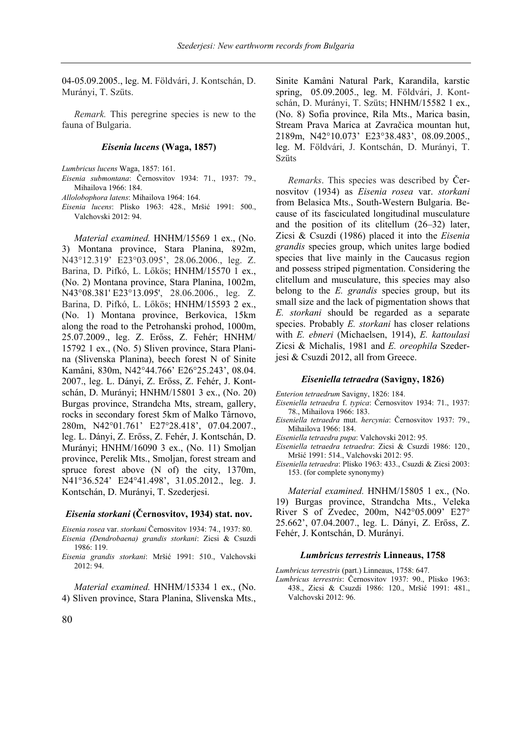04-05.09.2005., leg. M. Földvári, J. Kontschán, D. Murányi, T. Szüts.

*Remark.* This peregrine species is new to the fauna of Bulgaria.

### *Eisenia lucens* (Waga, 1857)

*Lumbricus lucens* Waga, 1857: 161.
*Eisenia submontana*: Černosvitov 1934: 71., 1937: 79., Mihailova 1966: 184.
*Allolobophora latens*: Mihailova 1964: 164.
*Eisenia lucens*: Plisko 1963: 428., Mršić 1991: 500., Valchovski 2012: 94.

*Material examined.* HNHM/15569 1 ex., (No. 3) Montana province, Stara Planina, 892m, N43°12.319' E23°03.095', 28.06.2006., leg. Z. Barina, D. Pifkó, L. Lőkös; HNHM/15570 1 ex., (No. 2) Montana province, Stara Planina, 1002m, N43°08.381' E23°13.095', 28.06.2006., leg. Z. Barina, D. Pifkó, L. Lőkös; HNHM/15593 2 ex., (No. 1) Montana province, Berkovica, 15km along the road to the Petrohanski prohod, 1000m, 25.07.2009., leg. Z. Erőss, Z. Fehér; HNHM/15792 1 ex., (No. 5) Sliven province, Stara Planina (Slivenska Planina), beech forest N of Sinite Kamâni, 830m, N42°44.766' E26°25.243', 08.04.2007., leg. L. Dányi, Z. Erőss, Z. Fehér, J. Kontschán, D. Murányi; HNHM/15801 3 ex., (No. 20) Burgas province, Strandcha Mts, stream, gallery, rocks in secondary forest 5km of Malko Târnovo, 280m, N42°01.761' E27°28.418', 07.04.2007., leg. L. Dányi, Z. Erőss, Z. Fehér, J. Kontschán, D. Murányi; HNHM/16090 3 ex., (No. 11) Smoljan province, Perelik Mts., Smoljan, forest stream and spruce forest above (N of) the city, 1370m, N41°36.524' E24°41.498', 31.05.2012., leg. J. Kontschán, D. Murányi, T. Szederjesi.

### *Eisenia storkani* (Černosvitov, 1934) stat. nov.

*Eisenia rosea* var. *storkani* Černosvitov 1934: 74., 1937: 80.
*Eisenia (Dendrobaena) grandis storkani*: Zicsi & Csuzdi 1986: 119.
*Eisenia grandis storkani*: Mršić 1991: 510., Valchovski 2012: 94.

*Material examined.* HNHM/15334 1 ex., (No. 4) Sliven province, Stara Planina, Slivenska Mts., Sinite Kamâni Natural Park, Karandila, karstic spring, 05.09.2005., leg. M. Földvári, J. Kontschán, D. Murányi, T. Szüts; HNHM/15582 1 ex., (No. 8) Sofia province, Rila Mts., Marica basin, Stream Prava Marica at Zavračica mountan hut, 2189m, N42°10.073' E23°38.483', 08.09.2005., leg. M. Földvári, J. Kontschán, D. Murányi, T. Szüts

*Remarks*. This species was described by Černosvitov (1934) as *Eisenia rosea* var. *storkani* from Belasica Mts., South-Western Bulgaria. Because of its fasciculated longitudinal musculature and the position of its clitellum (26–32) later, Zicsi & Csuzdi (1986) placed it into the *Eisenia grandis* species group, which unites large bodied species that live mainly in the Caucasus region and possess striped pigmentation. Considering the clitellum and musculature, this species may also belong to the *E. grandis* species group, but its small size and the lack of pigmentation shows that *E. storkani* should be regarded as a separate species. Probably *E. storkani* has closer relations with *E. ebneri* (Michaelsen, 1914), *E. kattoulasi* Zicsi & Michalis, 1981 and *E. oreophila* Szederjesi & Csuzdi 2012, all from Greece.

### *Eiseniella tetraedra* (Savigny, 1826)

*Enterion tetraedrum* Savigny, 1826: 184.
*Eiseniella tetraedra* f. *typica*: Černosvitov 1934: 71., 1937: 78., Mihailova 1966: 183.
*Eiseniella tetraedra* mut. *hercynia*: Černosvitov 1937: 79., Mihailova 1966: 184.
*Eiseniella tetraedra pupa*: Valchovski 2012: 95.
*Eiseniella tetraedra tetraedra*: Zicsi & Csuzdi 1986: 120., Mršić 1991: 514., Valchovski 2012: 95.
*Eiseniella tetraedra*: Plisko 1963: 433., Csuzdi & Zicsi 2003: 153. (for complete synonymy)

*Material examined.* HNHM/15805 1 ex., (No. 19) Burgas province, Strandcha Mts., Veleka River S of Zvedec, 200m, N42°05.009' E27°25.662', 07.04.2007., leg. L. Dányi, Z. Erőss, Z. Fehér, J. Kontschán, D. Murányi.

### *Lumbricus terrestris* Linneaus, 1758

*Lumbricus terrestris* (part.) Linneaus, 1758: 647.
*Lumbricus terrestris*: Černosvitov 1937: 90., Plisko 1963: 438., Zicsi & Csuzdi 1986: 120., Mršić 1991: 481., Valchovski 2012: 96.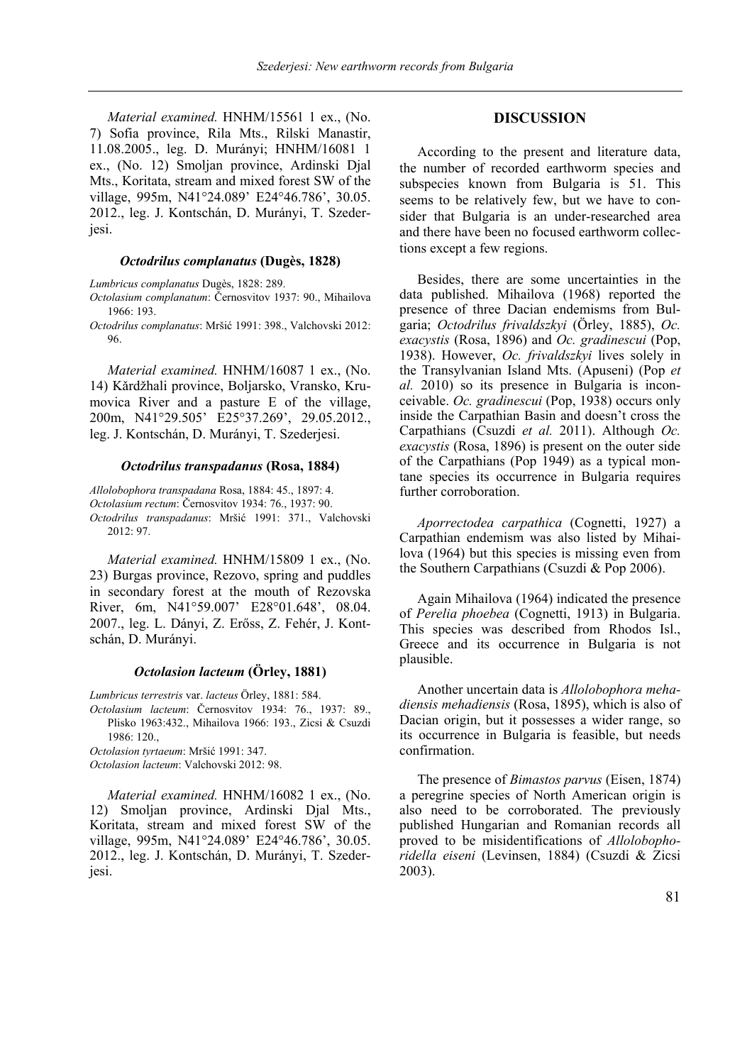*Material examined.* HNHM/15561 1 ex., (No. 7) Sofia province, Rila Mts., Rilski Manastir, 11.08.2005., leg. D. Murányi; HNHM/16081 1 ex., (No. 12) Smoljan province, Ardinski Djal Mts., Koritata, stream and mixed forest SW of the village, 995m, N41°24.089' E24°46.786', 30.05. 2012., leg. J. Kontschán, D. Murányi, T. Szederjesi.

#### *Octodrilus complanatus* (Dugès, 1828)

*Lumbricus complanatus* Dugès, 1828: 289.
*Octolasium complanatum*: Černosvitov 1937: 90., Mihailova 1966: 193.
*Octodrilus complanatus*: Mršić 1991: 398., Valchovski 2012: 96.

*Material examined.* HNHM/16087 1 ex., (No. 14) Kărdžhali province, Boljarsko, Vransko, Krumovica River and a pasture E of the village, 200m, N41°29.505' E25°37.269', 29.05.2012., leg. J. Kontschán, D. Murányi, T. Szederjesi.

#### *Octodrilus transpadanus* (Rosa, 1884)

*Allolobophora transpadana* Rosa, 1884: 45., 1897: 4.
*Octolasium rectum*: Černosvitov 1934: 76., 1937: 90.
*Octodrilus transpadanus*: Mršić 1991: 371., Valchovski 2012: 97.

*Material examined.* HNHM/15809 1 ex., (No. 23) Burgas province, Rezovo, spring and puddles in secondary forest at the mouth of Rezovska River, 6m, N41°59.007' E28°01.648', 08.04. 2007., leg. L. Dányi, Z. Erőss, Z. Fehér, J. Kontschán, D. Murányi.

#### *Octolasion lacteum* (Örley, 1881)

*Lumbricus terrestris* var. *lacteus* Örley, 1881: 584.
*Octolasium lacteum*: Černosvitov 1934: 76., 1937: 89., Plisko 1963:432., Mihailova 1966: 193., Zicsi & Csuzdi 1986: 120.,
*Octolasion tyrtaeum*: Mršić 1991: 347.
*Octolasion lacteum*: Valchovski 2012: 98.

*Material examined.* HNHM/16082 1 ex., (No. 12) Smoljan province, Ardinski Djal Mts., Koritata, stream and mixed forest SW of the village, 995m, N41°24.089' E24°46.786', 30.05. 2012., leg. J. Kontschán, D. Murányi, T. Szederjesi.

## DISCUSSION

According to the present and literature data, the number of recorded earthworm species and subspecies known from Bulgaria is 51. This seems to be relatively few, but we have to consider that Bulgaria is an under-researched area and there have been no focused earthworm collections except a few regions.

Besides, there are some uncertainties in the data published. Mihailova (1968) reported the presence of three Dacian endemisms from Bulgaria; *Octodrilus frivaldszkyi* (Örley, 1885), *Oc. exacystis* (Rosa, 1896) and *Oc. gradinescui* (Pop, 1938). However, *Oc. frivaldszkyi* lives solely in the Transylvanian Island Mts. (Apuseni) (Pop *et al.* 2010) so its presence in Bulgaria is inconceivable. *Oc. gradinescui* (Pop, 1938) occurs only inside the Carpathian Basin and doesn't cross the Carpathians (Csuzdi *et al.* 2011). Although *Oc. exacystis* (Rosa, 1896) is present on the outer side of the Carpathians (Pop 1949) as a typical montane species its occurrence in Bulgaria requires further corroboration.

*Aporrectodea carpathica* (Cognetti, 1927) a Carpathian endemism was also listed by Mihailova (1964) but this species is missing even from the Southern Carpathians (Csuzdi & Pop 2006).

Again Mihailova (1964) indicated the presence of *Perelia phoebea* (Cognetti, 1913) in Bulgaria. This species was described from Rhodos Isl., Greece and its occurrence in Bulgaria is not plausible.

Another uncertain data is *Allolobophora mehadiensis mehadiensis* (Rosa, 1895), which is also of Dacian origin, but it possesses a wider range, so its occurrence in Bulgaria is feasible, but needs confirmation.

The presence of *Bimastos parvus* (Eisen, 1874) a peregrine species of North American origin is also need to be corroborated. The previously published Hungarian and Romanian records all proved to be misidentifications of *Allolobophoridella eiseni* (Levinsen, 1884) (Csuzdi & Zicsi 2003).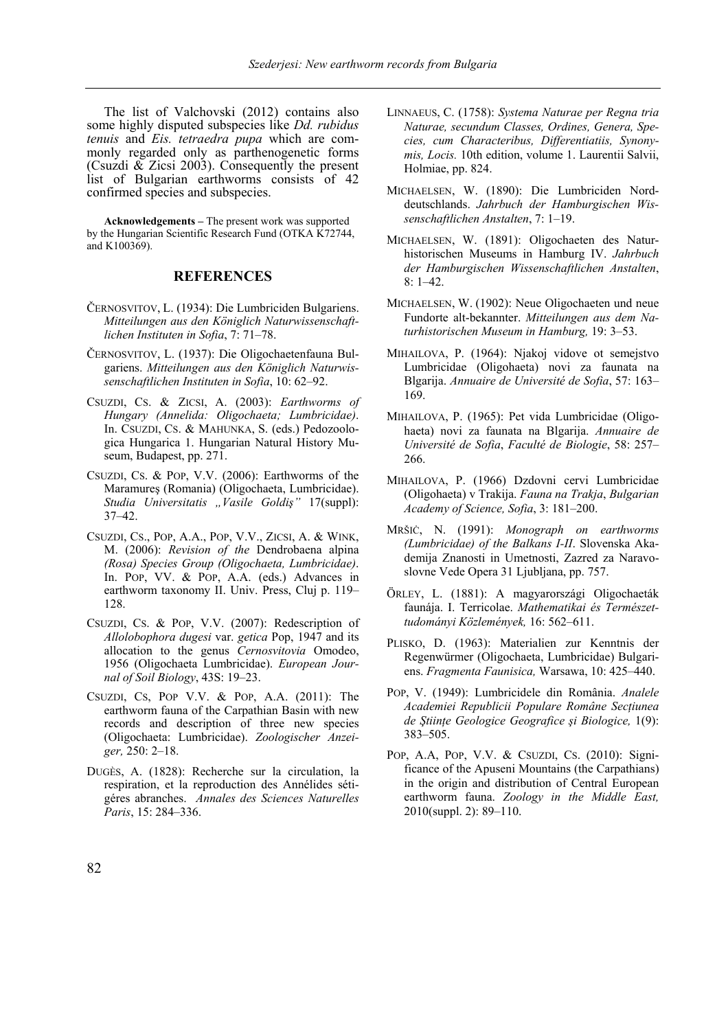The list of Valchovski (2012) contains also some highly disputed subspecies like *Dd. rubidus tenuis* and *Eis. tetraedra pupa* which are commonly regarded only as parthenogenetic forms (Csuzdi & Zicsi 2003). Consequently the present list of Bulgarian earthworms consists of 42 confirmed species and subspecies.

**Acknowledgements –** The present work was supported by the Hungarian Scientific Research Fund (OTKA K72744, and K100369).

## REFERENCES

ČERNOSVITOV, L. (1934): Die Lumbriciden Bulgariens. *Mitteilungen aus den Königlich Naturwissenschaftlichen Instituten in Sofia*, 7: 71–78.

ČERNOSVITOV, L. (1937): Die Oligochaetenfauna Bulgariens. *Mitteilungen aus den Königlich Naturwissenschaftlichen Instituten in Sofia*, 10: 62–92.

CSUZDI, CS. & ZICSI, A. (2003): *Earthworms of Hungary (Annelida: Oligochaeta; Lumbricidae)*. In. CSUZDI, CS. & MAHUNKA, S. (eds.) Pedozoologica Hungarica 1. Hungarian Natural History Museum, Budapest, pp. 271.

CSUZDI, CS. & POP, V.V. (2006): Earthworms of the Maramureş (Romania) (Oligochaeta, Lumbricidae). *Studia Universitatis „Vasile Goldiş"* 17(suppl): 37–42.

CSUZDI, CS., POP, A.A., POP, V.V., ZICSI, A. & WINK, M. (2006): *Revision of the* Dendrobaena alpina *(Rosa) Species Group (Oligochaeta, Lumbricidae)*. In. POP, VV. & POP, A.A. (eds.) Advances in earthworm taxonomy II. Univ. Press, Cluj p. 119–128.

CSUZDI, CS. & POP, V.V. (2007): Redescription of *Allolobophora dugesi* var. *getica* Pop, 1947 and its allocation to the genus *Cernosvitovia* Omodeo, 1956 (Oligochaeta Lumbricidae). *European Journal of Soil Biology*, 43S: 19–23.

CSUZDI, CS, POP V.V. & POP, A.A. (2011): The earthworm fauna of the Carpathian Basin with new records and description of three new species (Oligochaeta: Lumbricidae). *Zoologischer Anzeiger,* 250: 2–18.

DUGÈS, A. (1828): Recherche sur la circulation, la respiration, et la reproduction des Annélides sétigéres abranches. *Annales des Sciences Naturelles Paris*, 15: 284–336.

LINNAEUS, C. (1758): *Systema Naturae per Regna tria Naturae, secundum Classes, Ordines, Genera, Species, cum Characteribus, Differentiatiis, Synonymis, Locis.* 10th edition, volume 1. Laurentii Salvii, Holmiae, pp. 824.

MICHAELSEN, W. (1890): Die Lumbriciden Norddeutschlands. *Jahrbuch der Hamburgischen Wissenschaftlichen Anstalten*, 7: 1–19.

MICHAELSEN, W. (1891): Oligochaeten des Naturhistorischen Museums in Hamburg IV. *Jahrbuch der Hamburgischen Wissenschaftlichen Anstalten*, 8: 1–42.

MICHAELSEN, W. (1902): Neue Oligochaeten und neue Fundorte alt-bekannter. *Mitteilungen aus dem Naturhistorischen Museum in Hamburg,* 19: 3–53.

MIHAILOVA, P. (1964): Njakoj vidove ot semejstvo Lumbricidae (Oligohaeta) novi za faunata na Blgarija. *Annuaire de Université de Sofia*, 57: 163–169.

MIHAILOVA, P. (1965): Pet vida Lumbricidae (Oligohaeta) novi za faunata na Blgarija. *Annuaire de Université de Sofia*, *Faculté de Biologie*, 58: 257–266.

MIHAILOVA, P. (1966) Dzdovni cervi Lumbricidae (Oligohaeta) v Trakija. *Fauna na Trakja*, *Bulgarian Academy of Science, Sofia*, 3: 181–200.

MRŠIĆ, N. (1991): *Monograph on earthworms (Lumbricidae) of the Balkans I-II*. Slovenska Akademija Znanosti in Umetnosti, Zazred za Naravoslovne Vede Opera 31 Ljubljana, pp. 757.

ÖRLEY, L. (1881): A magyarországi Oligochaeták faunája. I. Terricolae. *Mathematikai és Természettudományi Közlemények,* 16: 562–611.

PLISKO, D. (1963): Materialien zur Kenntnis der Regenwürmer (Oligochaeta, Lumbricidae) Bulgariens. *Fragmenta Faunisica,* Warsawa, 10: 425–440.

POP, V. (1949): Lumbricidele din România. *Analele Academiei Republicii Populare Române Secțiunea de Științe Geologice Geografice şi Biologice,* 1(9): 383–505.

POP, A.A, POP, V.V. & CSUZDI, CS. (2010): Significance of the Apuseni Mountains (the Carpathians) in the origin and distribution of Central European earthworm fauna. *Zoology in the Middle East,* 2010(suppl. 2): 89–110.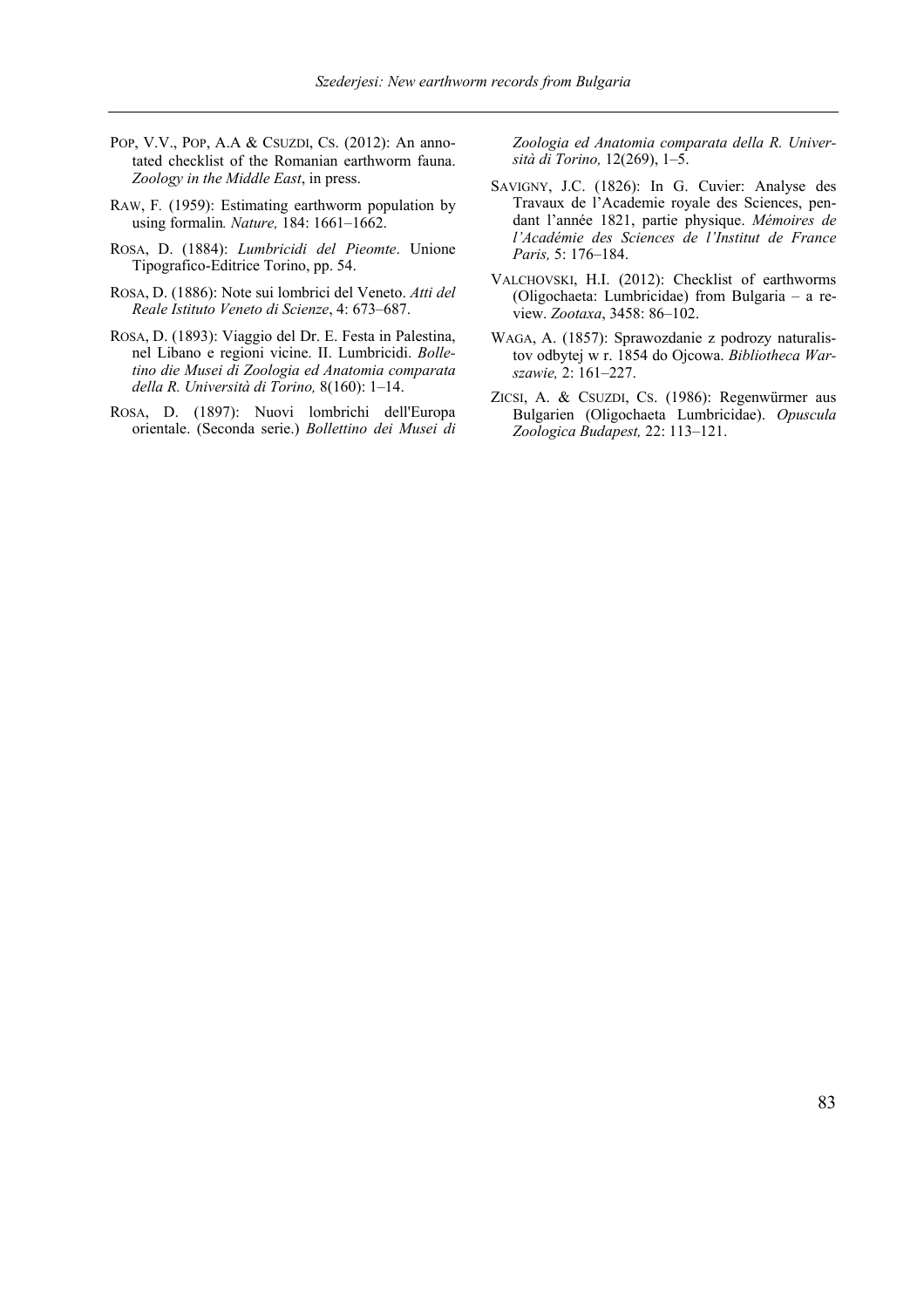POP, V.V., POP, A.A & CSUZDI, CS. (2012): An annotated checklist of the Romanian earthworm fauna. *Zoology in the Middle East*, in press.

RAW, F. (1959): Estimating earthworm population by using formalin. *Nature,* 184: 1661–1662.

ROSA, D. (1884): *Lumbricidi del Pieomte*. Unione Tipografico-Editrice Torino, pp. 54.

ROSA, D. (1886): Note sui lombrici del Veneto. *Atti del Reale Istituto Veneto di Scienze*, 4: 673–687.

ROSA, D. (1893): Viaggio del Dr. E. Festa in Palestina, nel Libano e regioni vicine. II. Lumbricidi. *Bolletino die Musei di Zoologia ed Anatomia comparata della R. Università di Torino,* 8(160): 1–14.

ROSA, D. (1897): Nuovi lombrichi dell'Europa orientale. (Seconda serie.) *Bollettino dei Musei di Zoologia ed Anatomia comparata della R. Università di Torino,* 12(269), 1–5.

SAVIGNY, J.C. (1826): In G. Cuvier: Analyse des Travaux de l'Academie royale des Sciences, pendant l'année 1821, partie physique. *Mémoires de l'Académie des Sciences de l'Institut de France Paris,* 5: 176–184.

VALCHOVSKI, H.I. (2012): Checklist of earthworms (Oligochaeta: Lumbricidae) from Bulgaria – a review. *Zootaxa*, 3458: 86–102.

WAGA, A. (1857): Sprawozdanie z podrozy naturalistov odbytej w r. 1854 do Ojcowa. *Bibliotheca Warszawie,* 2: 161–227.

ZICSI, A. & CSUZDI, CS. (1986): Regenwürmer aus Bulgarien (Oligochaeta Lumbricidae). *Opuscula Zoologica Budapest,* 22: 113–121.